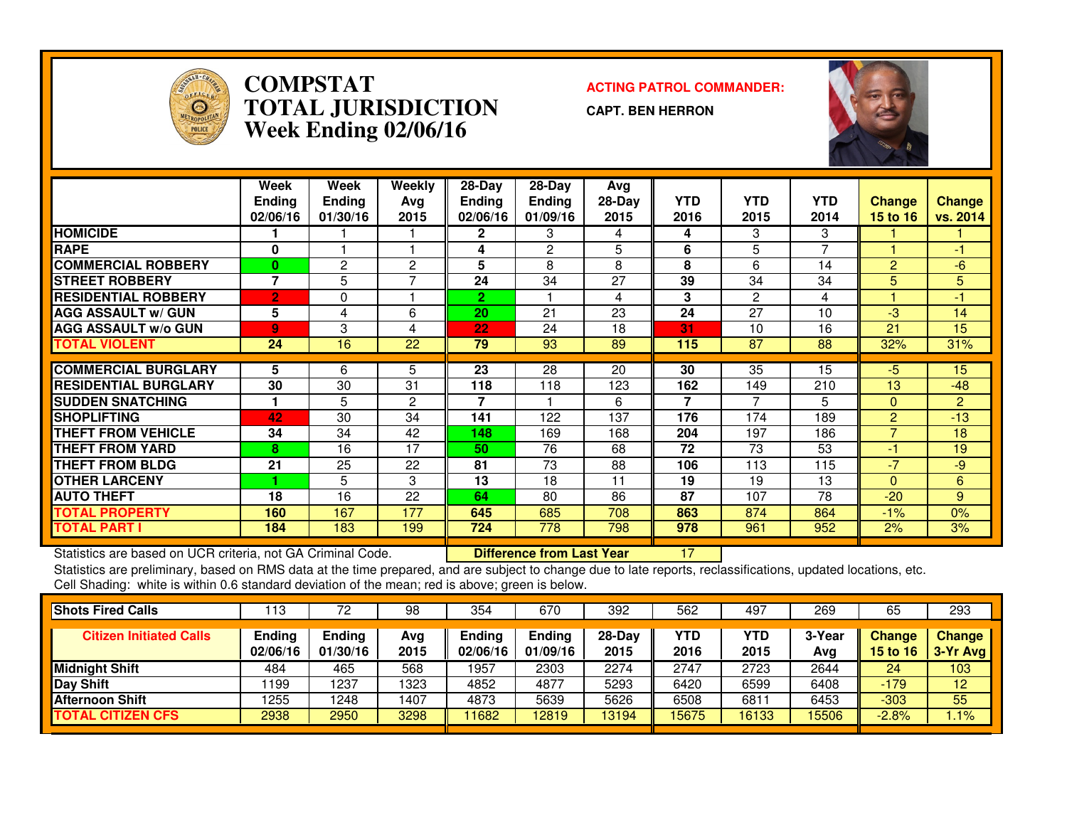# COMPSTAT
# TOTAL JURISDICTION
# Week Ending 02/06/16

**ACTING PATROL COMMANDER:**

**CAPT. BEN HERRON**

| | Week Ending 02/06/16 | Week Ending 01/30/16 | Weekly Avg 2015 | 28-Day Ending 02/06/16 | 28-Day Ending 01/09/16 | Avg 28-Day 2015 | YTD 2016 | YTD 2015 | YTD 2014 | Change 15 to 16 | Change vs. 2014 |
|---|---|---|---|---|---|---|---|---|---|---|---|
| **HOMICIDE** | **1** | 1 | 1 | **2** | 3 | 4 | **4** | 3 | 3 | 1 | 1 |
| **RAPE** | **0** | 1 | 1 | **4** | 2 | 5 | **6** | 5 | 7 | 1 | -1 |
| **COMMERCIAL ROBBERY** | **0** | 2 | 2 | **5** | 8 | 8 | **8** | 6 | 14 | 2 | -6 |
| **STREET ROBBERY** | **7** | 5 | 7 | **24** | 34 | 27 | **39** | 34 | 34 | 5 | 5 |
| **RESIDENTIAL ROBBERY** | **2** | 0 | 1 | **2** | 1 | 4 | **3** | 2 | 4 | 1 | -1 |
| **AGG ASSAULT w/ GUN** | **5** | 4 | 6 | **20** | 21 | 23 | **24** | 27 | 10 | -3 | 14 |
| **AGG ASSAULT w/o GUN** | **9** | 3 | 4 | **22** | 24 | 18 | **31** | 10 | 16 | 21 | 15 |
| **TOTAL VIOLENT** | **24** | 16 | 22 | **79** | 93 | 89 | **115** | 87 | 88 | 32% | 31% |
| **COMMERCIAL BURGLARY** | **5** | 6 | 5 | **23** | 28 | 20 | **30** | 35 | 15 | -5 | 15 |
| **RESIDENTIAL BURGLARY** | **30** | 30 | 31 | **118** | 118 | 123 | **162** | 149 | 210 | 13 | -48 |
| **SUDDEN SNATCHING** | **1** | 5 | 2 | **7** | 1 | 6 | **7** | 7 | 5 | 0 | 2 |
| **SHOPLIFTING** | **42** | 30 | 34 | **141** | 122 | 137 | **176** | 174 | 189 | 2 | -13 |
| **THEFT FROM VEHICLE** | **34** | 34 | 42 | **148** | 169 | 168 | **204** | 197 | 186 | 7 | 18 |
| **THEFT FROM YARD** | **8** | 16 | 17 | **50** | 76 | 68 | **72** | 73 | 53 | -1 | 19 |
| **THEFT FROM BLDG** | **21** | 25 | 22 | **81** | 73 | 88 | **106** | 113 | 115 | -7 | -9 |
| **OTHER LARCENY** | **1** | 5 | 3 | **13** | 18 | 11 | **19** | 19 | 13 | 0 | 6 |
| **AUTO THEFT** | **18** | 16 | 22 | **64** | 80 | 86 | **87** | 107 | 78 | -20 | 9 |
| **TOTAL PROPERTY** | **160** | 167 | 177 | **645** | 685 | 708 | **863** | 874 | 864 | -1% | 0% |
| **TOTAL PART I** | **184** | 183 | 199 | **724** | 778 | 798 | **978** | 961 | 952 | 2% | 3% |

Statistics are based on UCR criteria, not GA Criminal Code. **Difference from Last Year** 17

Statistics are preliminary, based on RMS data at the time prepared, and are subject to change due to late reports, reclassifications, updated locations, etc.
Cell Shading: white is within 0.6 standard deviation of the mean; red is above; green is below.

| **Shots Fired Calls** | 113 | 72 | 98 | 354 | 670 | 392 | 562 | 497 | 269 | 65 | 293 |
|---|---|---|---|---|---|---|---|---|---|---|---|
| **Citizen Initiated Calls** | **Ending 02/06/16** | **Ending 01/30/16** | **Avg 2015** | **Ending 02/06/16** | **Ending 01/09/16** | **28-Day 2015** | **YTD 2016** | **YTD 2015** | **3-Year Avg** | **Change 15 to 16** | **Change 3-Yr Avg** |
| **Midnight Shift** | 484 | 465 | 568 | 1957 | 2303 | 2274 | 2747 | 2723 | 2644 | 24 | 103 |
| **Day Shift** | 1199 | 1237 | 1323 | 4852 | 4877 | 5293 | 6420 | 6599 | 6408 | -179 | 12 |
| **Afternoon Shift** | 1255 | 1248 | 1407 | 4873 | 5639 | 5626 | 6508 | 6811 | 6453 | -303 | 55 |
| **TOTAL CITIZEN CFS** | 2938 | 2950 | 3298 | 11682 | 12819 | 13194 | 15675 | 16133 | 15506 | -2.8% | 1.1% |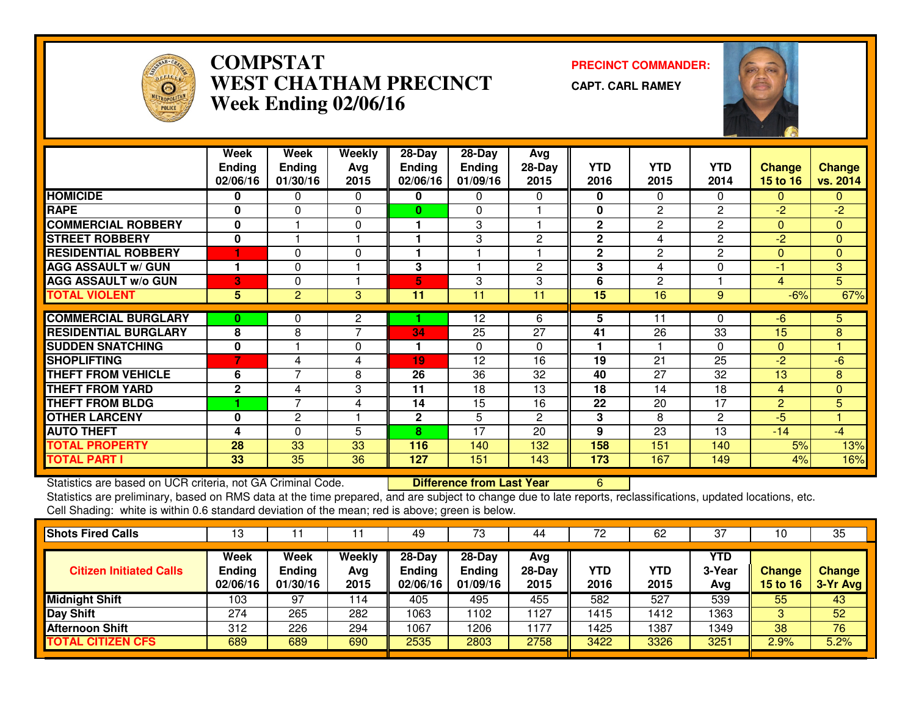# COMPSTAT
# WEST CHATHAM PRECINCT
## Week Ending 02/06/16

**PRECINCT COMMANDER:**
**CAPT. CARL RAMEY**

| | Week Ending 02/06/16 | Week Ending 01/30/16 | Weekly Avg 2015 | 28-Day Ending 02/06/16 | 28-Day Ending 01/09/16 | Avg 28-Day 2015 | YTD 2016 | YTD 2015 | YTD 2014 | Change 15 to 16 | Change vs. 2014 |
|---|---|---|---|---|---|---|---|---|---|---|---|
| HOMICIDE | 0 | 0 | 0 | 0 | 0 | 0 | 0 | 0 | 0 | 0 | 0 |
| RAPE | 0 | 0 | 0 | 0 | 0 | 1 | 0 | 2 | 2 | -2 | -2 |
| COMMERCIAL ROBBERY | 0 | 1 | 0 | 1 | 3 | 1 | 2 | 2 | 2 | 0 | 0 |
| STREET ROBBERY | 0 | 1 | 1 | 1 | 3 | 2 | 2 | 4 | 2 | -2 | 0 |
| RESIDENTIAL ROBBERY | 1 | 0 | 0 | 1 | 1 | 1 | 2 | 2 | 2 | 0 | 0 |
| AGG ASSAULT w/ GUN | 1 | 0 | 1 | 3 | 1 | 2 | 3 | 4 | 0 | -1 | 3 |
| AGG ASSAULT w/o GUN | 3 | 0 | 1 | 5 | 3 | 3 | 6 | 2 | 1 | 4 | 5 |
| **TOTAL VIOLENT** | 5 | 2 | 3 | 11 | 11 | 11 | 15 | 16 | 9 | -6% | 67% |
| COMMERCIAL BURGLARY | 0 | 0 | 2 | 1 | 12 | 6 | 5 | 11 | 0 | -6 | 5 |
| RESIDENTIAL BURGLARY | 8 | 8 | 7 | 34 | 25 | 27 | 41 | 26 | 33 | 15 | 8 |
| SUDDEN SNATCHING | 0 | 1 | 0 | 1 | 0 | 0 | 1 | 1 | 0 | 0 | 1 |
| SHOPLIFTING | 7 | 4 | 4 | 19 | 12 | 16 | 19 | 21 | 25 | -2 | -6 |
| THEFT FROM VEHICLE | 6 | 7 | 8 | 26 | 36 | 32 | 40 | 27 | 32 | 13 | 8 |
| THEFT FROM YARD | 2 | 4 | 3 | 11 | 18 | 13 | 18 | 14 | 18 | 4 | 0 |
| THEFT FROM BLDG | 1 | 7 | 4 | 14 | 15 | 16 | 22 | 20 | 17 | 2 | 5 |
| OTHER LARCENY | 0 | 2 | 1 | 2 | 5 | 2 | 3 | 8 | 2 | -5 | 1 |
| AUTO THEFT | 4 | 0 | 5 | 8 | 17 | 20 | 9 | 23 | 13 | -14 | -4 |
| **TOTAL PROPERTY** | 28 | 33 | 33 | 116 | 140 | 132 | 158 | 151 | 140 | 5% | 13% |
| **TOTAL PART I** | 33 | 35 | 36 | 127 | 151 | 143 | 173 | 167 | 149 | 4% | 16% |

Statistics are based on UCR criteria, not GA Criminal Code. **Difference from Last Year** 6

Statistics are preliminary, based on RMS data at the time prepared, and are subject to change due to late reports, reclassifications, updated locations, etc.

Cell Shading: white is within 0.6 standard deviation of the mean; red is above; green is below.

| Shots Fired Calls | 13 | 11 | 11 | 49 | 73 | 44 | 72 | 62 | 37 | 10 | 35 |
|---|---|---|---|---|---|---|---|---|---|---|---|
| **Citizen Initiated Calls** | **Week Ending 02/06/16** | **Week Ending 01/30/16** | **Weekly Avg 2015** | **28-Day Ending 02/06/16** | **28-Day Ending 01/09/16** | **Avg 28-Day 2015** | **YTD 2016** | **YTD 2015** | **YTD 3-Year Avg** | **Change 15 to 16** | **Change 3-Yr Avg** |
| Midnight Shift | 103 | 97 | 114 | 405 | 495 | 455 | 582 | 527 | 539 | 55 | 43 |
| Day Shift | 274 | 265 | 282 | 1063 | 1102 | 1127 | 1415 | 1412 | 1363 | 3 | 52 |
| Afternoon Shift | 312 | 226 | 294 | 1067 | 1206 | 1177 | 1425 | 1387 | 1349 | 38 | 76 |
| **TOTAL CITIZEN CFS** | 689 | 689 | 690 | 2535 | 2803 | 2758 | 3422 | 3326 | 3251 | 2.9% | 5.2% |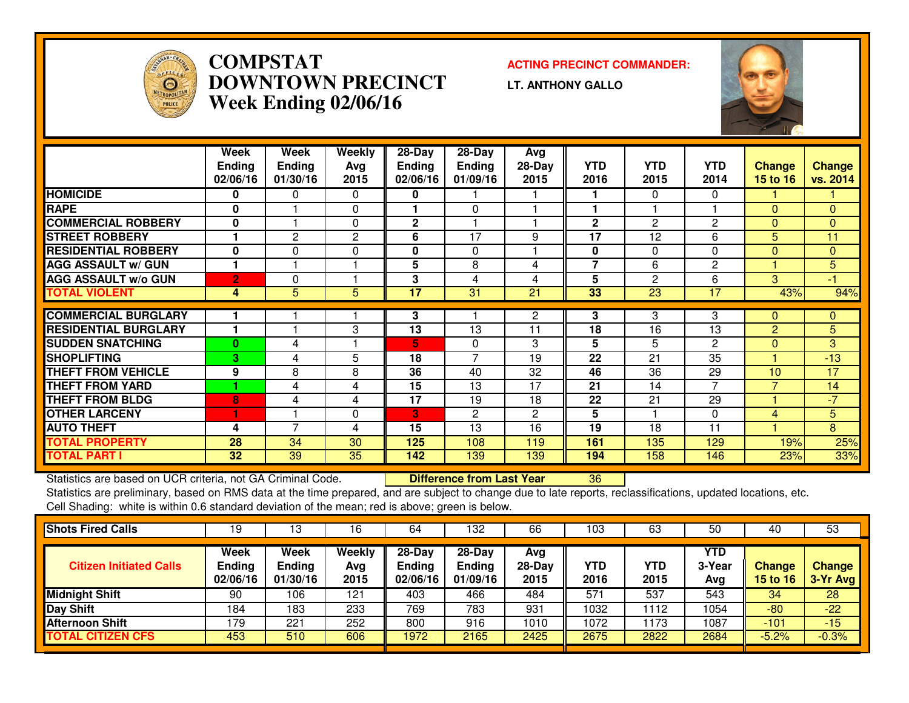# COMPSTAT DOWNTOWN PRECINCT Week Ending 02/06/16

**ACTING PRECINCT COMMANDER:**

**LT. ANTHONY GALLO**

| | Week Ending 02/06/16 | Week Ending 01/30/16 | Weekly Avg 2015 | 28-Day Ending 02/06/16 | 28-Day Ending 01/09/16 | Avg 28-Day 2015 | YTD 2016 | YTD 2015 | YTD 2014 | Change 15 to 16 | Change vs. 2014 |
|---|---|---|---|---|---|---|---|---|---|---|---|
| HOMICIDE | 0 | 0 | 0 | 0 | 1 | 1 | 1 | 0 | 0 | 1 | 1 |
| RAPE | 0 | 1 | 0 | 1 | 0 | 1 | 1 | 1 | 1 | 0 | 0 |
| COMMERCIAL ROBBERY | 0 | 1 | 0 | 2 | 1 | 1 | 2 | 2 | 2 | 0 | 0 |
| STREET ROBBERY | 1 | 2 | 2 | 6 | 17 | 9 | 17 | 12 | 6 | 5 | 11 |
| RESIDENTIAL ROBBERY | 0 | 0 | 0 | 0 | 0 | 1 | 0 | 0 | 0 | 0 | 0 |
| AGG ASSAULT w/ GUN | 1 | 1 | 1 | 5 | 8 | 4 | 7 | 6 | 2 | 1 | 5 |
| AGG ASSAULT w/o GUN | 2 | 0 | 1 | 3 | 4 | 4 | 5 | 2 | 6 | 3 | -1 |
| TOTAL VIOLENT | 4 | 5 | 5 | 17 | 31 | 21 | 33 | 23 | 17 | 43% | 94% |
| COMMERCIAL BURGLARY | 1 | 1 | 1 | 3 | 1 | 2 | 3 | 3 | 3 | 0 | 0 |
| RESIDENTIAL BURGLARY | 1 | 1 | 3 | 13 | 13 | 11 | 18 | 16 | 13 | 2 | 5 |
| SUDDEN SNATCHING | 0 | 4 | 1 | 5 | 0 | 3 | 5 | 5 | 2 | 0 | 3 |
| SHOPLIFTING | 3 | 4 | 5 | 18 | 7 | 19 | 22 | 21 | 35 | 1 | -13 |
| THEFT FROM VEHICLE | 9 | 8 | 8 | 36 | 40 | 32 | 46 | 36 | 29 | 10 | 17 |
| THEFT FROM YARD | 1 | 4 | 4 | 15 | 13 | 17 | 21 | 14 | 7 | 7 | 14 |
| THEFT FROM BLDG | 8 | 4 | 4 | 17 | 19 | 18 | 22 | 21 | 29 | 1 | -7 |
| OTHER LARCENY | 1 | 1 | 0 | 3 | 2 | 2 | 5 | 1 | 0 | 4 | 5 |
| AUTO THEFT | 4 | 7 | 4 | 15 | 13 | 16 | 19 | 18 | 11 | 1 | 8 |
| TOTAL PROPERTY | 28 | 34 | 30 | 125 | 108 | 119 | 161 | 135 | 129 | 19% | 25% |
| TOTAL PART I | 32 | 39 | 35 | 142 | 139 | 139 | 194 | 158 | 146 | 23% | 33% |

Statistics are based on UCR criteria, not GA Criminal Code. **Difference from Last Year** 36

Statistics are preliminary, based on RMS data at the time prepared, and are subject to change due to late reports, reclassifications, updated locations, etc.

Cell Shading: white is within 0.6 standard deviation of the mean; red is above; green is below.

| Shots Fired Calls | 19 | 13 | 16 | 64 | 132 | 66 | 103 | 63 | 50 | 40 | 53 |
|---|---|---|---|---|---|---|---|---|---|---|---|

| Citizen Initiated Calls | Week Ending 02/06/16 | Week Ending 01/30/16 | Weekly Avg 2015 | 28-Day Ending 02/06/16 | 28-Day Ending 01/09/16 | Avg 28-Day 2015 | YTD 2016 | YTD 2015 | YTD 3-Year Avg | Change 15 to 16 | Change 3-Yr Avg |
|---|---|---|---|---|---|---|---|---|---|---|---|
| Midnight Shift | 90 | 106 | 121 | 403 | 466 | 484 | 571 | 537 | 543 | 34 | 28 |
| Day Shift | 184 | 183 | 233 | 769 | 783 | 931 | 1032 | 1112 | 1054 | -80 | -22 |
| Afternoon Shift | 179 | 221 | 252 | 800 | 916 | 1010 | 1072 | 1173 | 1087 | -101 | -15 |
| TOTAL CITIZEN CFS | 453 | 510 | 606 | 1972 | 2165 | 2425 | 2675 | 2822 | 2684 | -5.2% | -0.3% |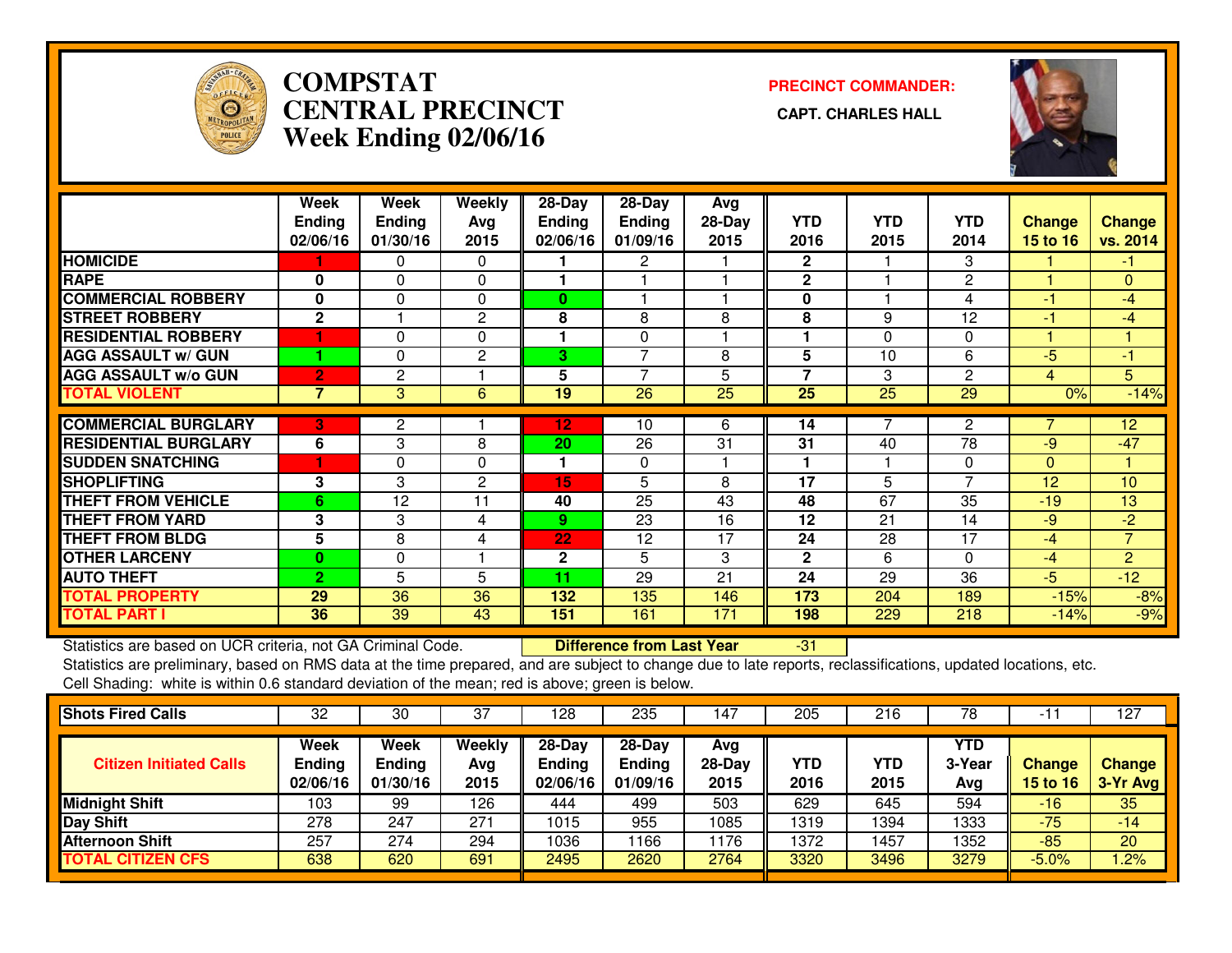# COMPSTAT CENTRAL PRECINCT Week Ending 02/06/16

**PRECINCT COMMANDER:**

**CAPT. CHARLES HALL**

| | Week Ending 02/06/16 | Week Ending 01/30/16 | Weekly Avg 2015 | 28-Day Ending 02/06/16 | 28-Day Ending 01/09/16 | Avg 28-Day 2015 | YTD 2016 | YTD 2015 | YTD 2014 | Change 15 to 16 | Change vs. 2014 |
|---|---|---|---|---|---|---|---|---|---|---|---|
| HOMICIDE | 1 | 0 | 0 | 1 | 2 | 1 | 2 | 1 | 3 | 1 | -1 |
| RAPE | 0 | 0 | 0 | 1 | 1 | 1 | 2 | 1 | 2 | 1 | 0 |
| COMMERCIAL ROBBERY | 0 | 0 | 0 | 0 | 1 | 1 | 0 | 1 | 4 | -1 | -4 |
| STREET ROBBERY | 2 | 1 | 2 | 8 | 8 | 8 | 8 | 9 | 12 | -1 | -4 |
| RESIDENTIAL ROBBERY | 1 | 0 | 0 | 1 | 0 | 1 | 1 | 0 | 0 | 1 | 1 |
| AGG ASSAULT w/ GUN | 1 | 0 | 2 | 3 | 7 | 8 | 5 | 10 | 6 | -5 | -1 |
| AGG ASSAULT w/o GUN | 2 | 2 | 1 | 5 | 7 | 5 | 7 | 3 | 2 | 4 | 5 |
| TOTAL VIOLENT | 7 | 3 | 6 | 19 | 26 | 25 | 25 | 25 | 29 | 0% | -14% |
| COMMERCIAL BURGLARY | 3 | 2 | 1 | 12 | 10 | 6 | 14 | 7 | 2 | 7 | 12 |
| RESIDENTIAL BURGLARY | 6 | 3 | 8 | 20 | 26 | 31 | 31 | 40 | 78 | -9 | -47 |
| SUDDEN SNATCHING | 1 | 0 | 0 | 1 | 0 | 1 | 1 | 1 | 0 | 0 | 1 |
| SHOPLIFTING | 3 | 3 | 2 | 15 | 5 | 8 | 17 | 5 | 7 | 12 | 10 |
| THEFT FROM VEHICLE | 6 | 12 | 11 | 40 | 25 | 43 | 48 | 67 | 35 | -19 | 13 |
| THEFT FROM YARD | 3 | 3 | 4 | 9 | 23 | 16 | 12 | 21 | 14 | -9 | -2 |
| THEFT FROM BLDG | 5 | 8 | 4 | 22 | 12 | 17 | 24 | 28 | 17 | -4 | 7 |
| OTHER LARCENY | 0 | 0 | 1 | 2 | 5 | 3 | 2 | 6 | 0 | -4 | 2 |
| AUTO THEFT | 2 | 5 | 5 | 11 | 29 | 21 | 24 | 29 | 36 | -5 | -12 |
| TOTAL PROPERTY | 29 | 36 | 36 | 132 | 135 | 146 | 173 | 204 | 189 | -15% | -8% |
| TOTAL PART I | 36 | 39 | 43 | 151 | 161 | 171 | 198 | 229 | 218 | -14% | -9% |

Statistics are based on UCR criteria, not GA Criminal Code. **Difference from Last Year** -31

Statistics are preliminary, based on RMS data at the time prepared, and are subject to change due to late reports, reclassifications, updated locations, etc.

Cell Shading: white is within 0.6 standard deviation of the mean; red is above; green is below.

| Shots Fired Calls | 32 | 30 | 37 | 128 | 235 | 147 | 205 | 216 | 78 | -11 | 127 |
|---|---|---|---|---|---|---|---|---|---|---|---|

| Citizen Initiated Calls | Week Ending 02/06/16 | Week Ending 01/30/16 | Weekly Avg 2015 | 28-Day Ending 02/06/16 | 28-Day Ending 01/09/16 | Avg 28-Day 2015 | YTD 2016 | YTD 2015 | YTD 3-Year Avg | Change 15 to 16 | Change 3-Yr Avg |
|---|---|---|---|---|---|---|---|---|---|---|---|
| Midnight Shift | 103 | 99 | 126 | 444 | 499 | 503 | 629 | 645 | 594 | -16 | 35 |
| Day Shift | 278 | 247 | 271 | 1015 | 955 | 1085 | 1319 | 1394 | 1333 | -75 | -14 |
| Afternoon Shift | 257 | 274 | 294 | 1036 | 1166 | 1176 | 1372 | 1457 | 1352 | -85 | 20 |
| TOTAL CITIZEN CFS | 638 | 620 | 691 | 2495 | 2620 | 2764 | 3320 | 3496 | 3279 | -5.0% | 1.2% |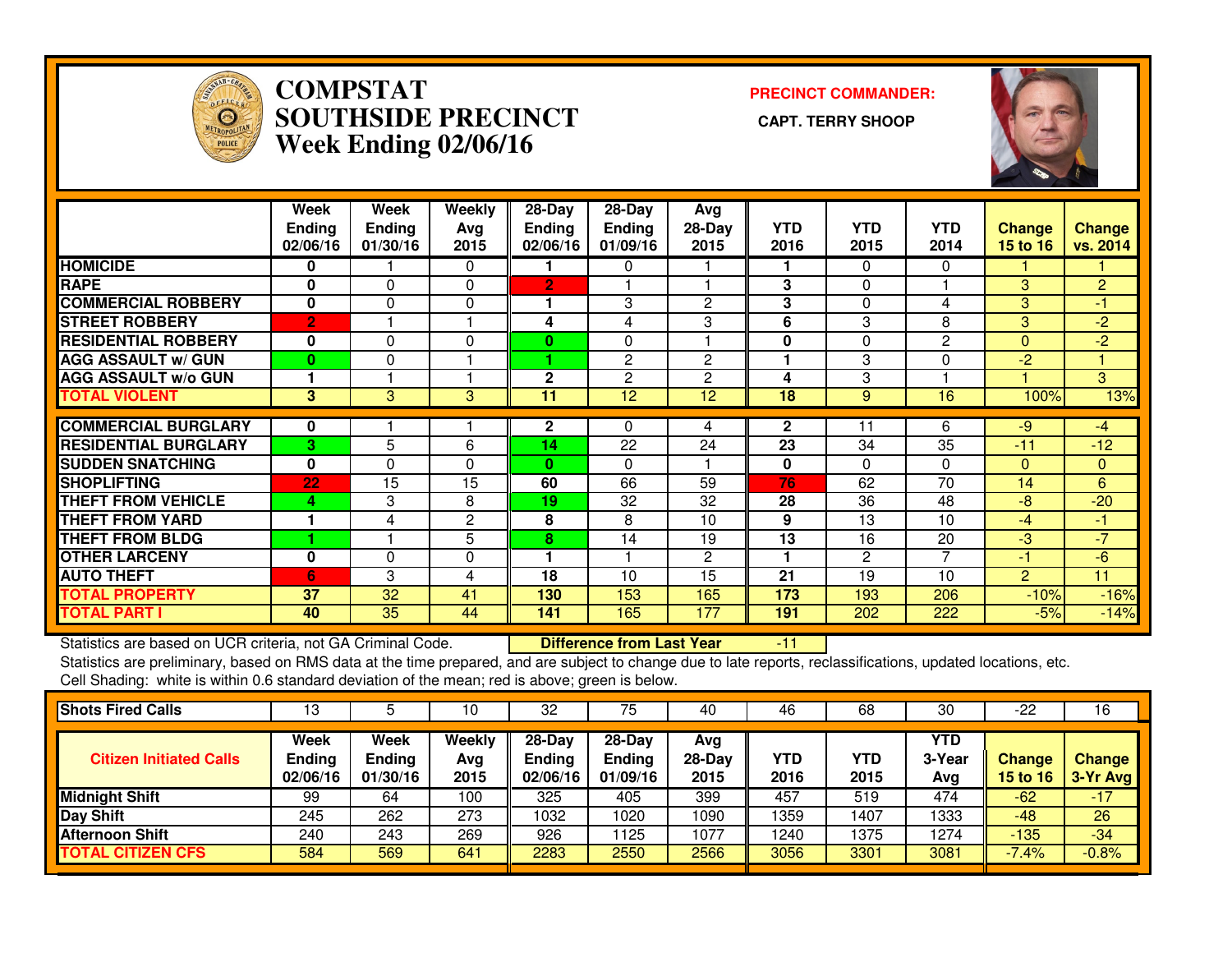# COMPSTAT
# SOUTHSIDE PRECINCT
# Week Ending 02/06/16

**PRECINCT COMMANDER:**

**CAPT. TERRY SHOOP**

| | Week Ending 02/06/16 | Week Ending 01/30/16 | Weekly Avg 2015 | 28-Day Ending 02/06/16 | 28-Day Ending 01/09/16 | Avg 28-Day 2015 | YTD 2016 | YTD 2015 | YTD 2014 | Change 15 to 16 | Change vs. 2014 |
|---|---|---|---|---|---|---|---|---|---|---|---|
| HOMICIDE | 0 | 1 | 0 | 1 | 0 | 1 | 1 | 0 | 0 | 1 | 1 |
| RAPE | 0 | 0 | 0 | 2 | 1 | 1 | 3 | 0 | 1 | 3 | 2 |
| COMMERCIAL ROBBERY | 0 | 0 | 0 | 1 | 3 | 2 | 3 | 0 | 4 | 3 | -1 |
| STREET ROBBERY | 2 | 1 | 1 | 4 | 4 | 3 | 6 | 3 | 8 | 3 | -2 |
| RESIDENTIAL ROBBERY | 0 | 0 | 0 | 0 | 0 | 1 | 0 | 0 | 2 | 0 | -2 |
| AGG ASSAULT w/ GUN | 0 | 0 | 1 | 1 | 2 | 2 | 1 | 3 | 0 | -2 | 1 |
| AGG ASSAULT w/o GUN | 1 | 1 | 1 | 2 | 2 | 2 | 4 | 3 | 1 | 1 | 3 |
| TOTAL VIOLENT | 3 | 3 | 3 | 11 | 12 | 12 | 18 | 9 | 16 | 100% | 13% |
| COMMERCIAL BURGLARY | 0 | 1 | 1 | 2 | 0 | 4 | 2 | 11 | 6 | -9 | -4 |
| RESIDENTIAL BURGLARY | 3 | 5 | 6 | 14 | 22 | 24 | 23 | 34 | 35 | -11 | -12 |
| SUDDEN SNATCHING | 0 | 0 | 0 | 0 | 0 | 1 | 0 | 0 | 0 | 0 | 0 |
| SHOPLIFTING | 22 | 15 | 15 | 60 | 66 | 59 | 76 | 62 | 70 | 14 | 6 |
| THEFT FROM VEHICLE | 4 | 3 | 8 | 19 | 32 | 32 | 28 | 36 | 48 | -8 | -20 |
| THEFT FROM YARD | 1 | 4 | 2 | 8 | 8 | 10 | 9 | 13 | 10 | -4 | -1 |
| THEFT FROM BLDG | 1 | 1 | 5 | 8 | 14 | 19 | 13 | 16 | 20 | -3 | -7 |
| OTHER LARCENY | 0 | 0 | 0 | 1 | 1 | 2 | 1 | 2 | 7 | -1 | -6 |
| AUTO THEFT | 6 | 3 | 4 | 18 | 10 | 15 | 21 | 19 | 10 | 2 | 11 |
| TOTAL PROPERTY | 37 | 32 | 41 | 130 | 153 | 165 | 173 | 193 | 206 | -10% | -16% |
| TOTAL PART I | 40 | 35 | 44 | 141 | 165 | 177 | 191 | 202 | 222 | -5% | -14% |

Statistics are based on UCR criteria, not GA Criminal Code. **Difference from Last Year** -11

Statistics are preliminary, based on RMS data at the time prepared, and are subject to change due to late reports, reclassifications, updated locations, etc.

Cell Shading: white is within 0.6 standard deviation of the mean; red is above; green is below.

| Shots Fired Calls | 13 | 5 | 10 | 32 | 75 | 40 | 46 | 68 | 30 | -22 | 16 |
|---|---|---|---|---|---|---|---|---|---|---|---|
| **Citizen Initiated Calls** | **Week Ending 02/06/16** | **Week Ending 01/30/16** | **Weekly Avg 2015** | **28-Day Ending 02/06/16** | **28-Day Ending 01/09/16** | **Avg 28-Day 2015** | **YTD 2016** | **YTD 2015** | **YTD 3-Year Avg** | **Change 15 to 16** | **Change 3-Yr Avg** |
| Midnight Shift | 99 | 64 | 100 | 325 | 405 | 399 | 457 | 519 | 474 | -62 | -17 |
| Day Shift | 245 | 262 | 273 | 1032 | 1020 | 1090 | 1359 | 1407 | 1333 | -48 | 26 |
| Afternoon Shift | 240 | 243 | 269 | 926 | 1125 | 1077 | 1240 | 1375 | 1274 | -135 | -34 |
| TOTAL CITIZEN CFS | 584 | 569 | 641 | 2283 | 2550 | 2566 | 3056 | 3301 | 3081 | -7.4% | -0.8% |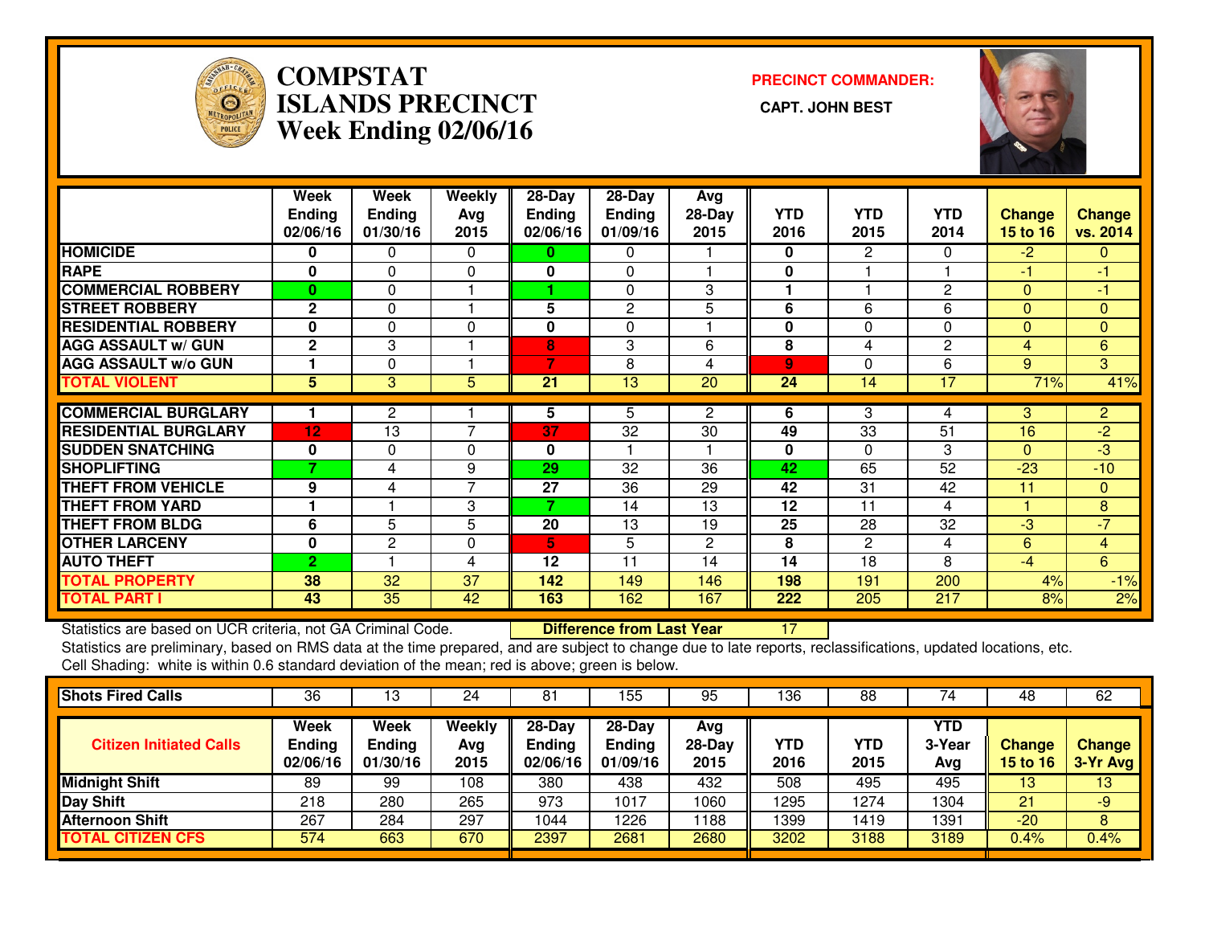# COMPSTAT
# ISLANDS PRECINCT
# Week Ending 02/06/16

**PRECINCT COMMANDER:**

**CAPT. JOHN BEST**

| | Week Ending 02/06/16 | Week Ending 01/30/16 | Weekly Avg 2015 | 28-Day Ending 02/06/16 | 28-Day Ending 01/09/16 | Avg 28-Day 2015 | YTD 2016 | YTD 2015 | YTD 2014 | Change 15 to 16 | Change vs. 2014 |
|---|---|---|---|---|---|---|---|---|---|---|---|
| HOMICIDE | 0 | 0 | 0 | 0 | 0 | 1 | 0 | 2 | 0 | -2 | 0 |
| RAPE | 0 | 0 | 0 | 0 | 0 | 1 | 0 | 1 | 1 | -1 | -1 |
| COMMERCIAL ROBBERY | 0 | 0 | 1 | 1 | 0 | 3 | 1 | 1 | 2 | 0 | -1 |
| STREET ROBBERY | 2 | 0 | 1 | 5 | 2 | 5 | 6 | 6 | 6 | 0 | 0 |
| RESIDENTIAL ROBBERY | 0 | 0 | 0 | 0 | 0 | 1 | 0 | 0 | 0 | 0 | 0 |
| AGG ASSAULT w/ GUN | 2 | 3 | 1 | 8 | 3 | 6 | 8 | 4 | 2 | 4 | 6 |
| AGG ASSAULT w/o GUN | 1 | 0 | 1 | 7 | 8 | 4 | 9 | 0 | 6 | 9 | 3 |
| TOTAL VIOLENT | 5 | 3 | 5 | 21 | 13 | 20 | 24 | 14 | 17 | 71% | 41% |
| COMMERCIAL BURGLARY | 1 | 2 | 1 | 5 | 5 | 2 | 6 | 3 | 4 | 3 | 2 |
| RESIDENTIAL BURGLARY | 12 | 13 | 7 | 37 | 32 | 30 | 49 | 33 | 51 | 16 | -2 |
| SUDDEN SNATCHING | 0 | 0 | 0 | 0 | 1 | 1 | 0 | 0 | 3 | 0 | -3 |
| SHOPLIFTING | 7 | 4 | 9 | 29 | 32 | 36 | 42 | 65 | 52 | -23 | -10 |
| THEFT FROM VEHICLE | 9 | 4 | 7 | 27 | 36 | 29 | 42 | 31 | 42 | 11 | 0 |
| THEFT FROM YARD | 1 | 1 | 3 | 7 | 14 | 13 | 12 | 11 | 4 | 1 | 8 |
| THEFT FROM BLDG | 6 | 5 | 5 | 20 | 13 | 19 | 25 | 28 | 32 | -3 | -7 |
| OTHER LARCENY | 0 | 2 | 0 | 5 | 5 | 2 | 8 | 2 | 4 | 6 | 4 |
| AUTO THEFT | 2 | 1 | 4 | 12 | 11 | 14 | 14 | 18 | 8 | -4 | 6 |
| TOTAL PROPERTY | 38 | 32 | 37 | 142 | 149 | 146 | 198 | 191 | 200 | 4% | -1% |
| TOTAL PART I | 43 | 35 | 42 | 163 | 162 | 167 | 222 | 205 | 217 | 8% | 2% |

Statistics are based on UCR criteria, not GA Criminal Code. **Difference from Last Year** 17

Statistics are preliminary, based on RMS data at the time prepared, and are subject to change due to late reports, reclassifications, updated locations, etc.

Cell Shading: white is within 0.6 standard deviation of the mean; red is above; green is below.

| Shots Fired Calls | 36 | 13 | 24 | 81 | 155 | 95 | 136 | 88 | 74 | 48 | 62 |
|---|---|---|---|---|---|---|---|---|---|---|---|

| Citizen Initiated Calls | Week Ending 02/06/16 | Week Ending 01/30/16 | Weekly Avg 2015 | 28-Day Ending 02/06/16 | 28-Day Ending 01/09/16 | Avg 28-Day 2015 | YTD 2016 | YTD 2015 | YTD 3-Year Avg | Change 15 to 16 | Change 3-Yr Avg |
|---|---|---|---|---|---|---|---|---|---|---|---|
| Midnight Shift | 89 | 99 | 108 | 380 | 438 | 432 | 508 | 495 | 495 | 13 | 13 |
| Day Shift | 218 | 280 | 265 | 973 | 1017 | 1060 | 1295 | 1274 | 1304 | 21 | -9 |
| Afternoon Shift | 267 | 284 | 297 | 1044 | 1226 | 1188 | 1399 | 1419 | 1391 | -20 | 8 |
| TOTAL CITIZEN CFS | 574 | 663 | 670 | 2397 | 2681 | 2680 | 3202 | 3188 | 3189 | 0.4% | 0.4% |